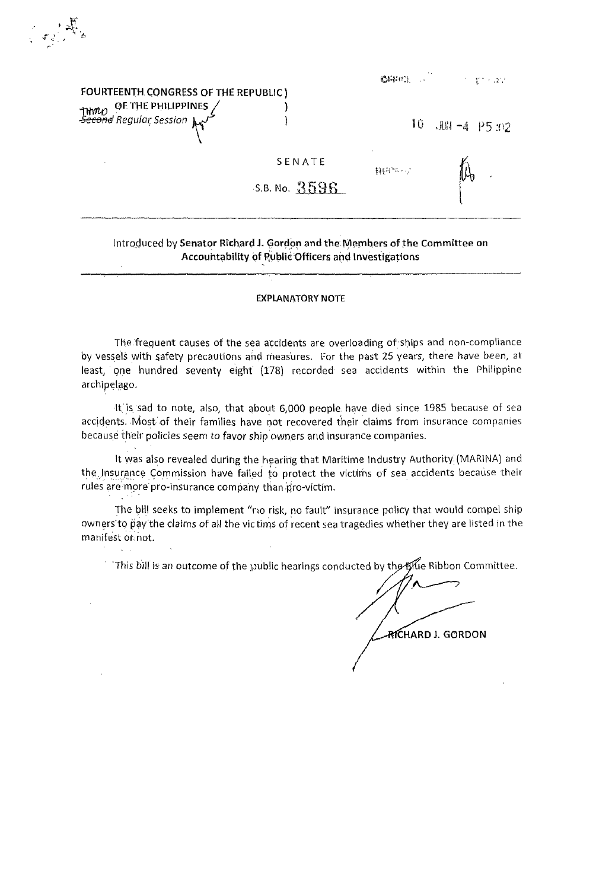FOURTEENTH CONGRESS OF THE REPUBLIC )
OF THE PHILIPPINES )
~~Second~~ Third Regular Session )

10 JUN -4 P5 :02

SENATE

S.B. No. 3596

Introduced by **Senator Richard J. Gordon and the Members of the Committee on Accountability of Public Officers and Investigations**

---

**EXPLANATORY NOTE**

The frequent causes of the sea accidents are overloading of ships and non-compliance by vessels with safety precautions and measures. For the past 25 years, there have been, at least, one hundred seventy eight (178) recorded sea accidents within the Philippine archipelago.

It is sad to note, also, that about 6,000 people have died since 1985 because of sea accidents. Most of their families have not recovered their claims from insurance companies because their policies seem to favor ship owners and insurance companies.

It was also revealed during the hearing that Maritime Industry Authority (MARINA) and the Insurance Commission have failed to protect the victims of sea accidents because their rules are more pro-insurance company than pro-victim.

The bill seeks to implement "no risk, no fault" insurance policy that would compel ship owners to pay the claims of all the victims of recent sea tragedies whether they are listed in the manifest or not.

This bill is an outcome of the public hearings conducted by the Blue Ribbon Committee.

RICHARD J. GORDON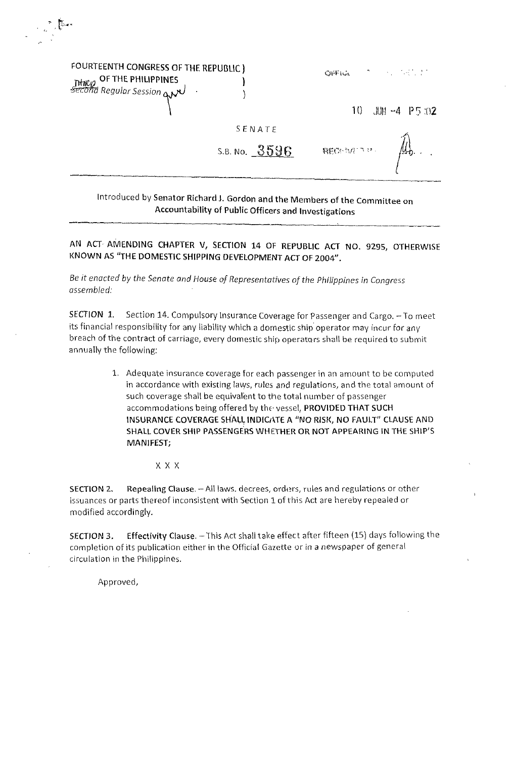FOURTEENTH CONGRESS OF THE REPUBLIC )
~~Third~~ OF THE PHILIPPINES )
~~Second~~ Regular Session )

10 JUN -4 P5:02

SENATE

S.B. No. 3596

Introduced by Senator Richard J. Gordon and the Members of the Committee on Accountability of Public Officers and Investigations

AN ACT AMENDING CHAPTER V, SECTION 14 OF REPUBLIC ACT NO. 9295, OTHERWISE KNOWN AS "THE DOMESTIC SHIPPING DEVELOPMENT ACT OF 2004".

*Be it enacted by the Senate and House of Representatives of the Philippines in Congress assembled:*

**SECTION 1.** Section 14. Compulsory Insurance Coverage for Passenger and Cargo. – To meet its financial responsibility for any liability which a domestic ship operator may incur for any breach of the contract of carriage, every domestic ship operators shall be required to submit annually the following:

1. Adequate insurance coverage for each passenger in an amount to be computed in accordance with existing laws, rules and regulations, and the total amount of such coverage shall be equivalent to the total number of passenger accommodations being offered by the vessel, **PROVIDED THAT SUCH INSURANCE COVERAGE SHALL INDICATE A "NO RISK, NO FAULT" CLAUSE AND SHALL COVER SHIP PASSENGERS WHETHER OR NOT APPEARING IN THE SHIP'S MANIFEST;**

X X X

**SECTION 2.** **Repealing Clause.** – All laws, decrees, orders, rules and regulations or other issuances or parts thereof inconsistent with Section 1 of this Act are hereby repealed or modified accordingly.

**SECTION 3.** **Effectivity Clause.** – This Act shall take effect after fifteen (15) days following the completion of its publication either in the Official Gazette or in a newspaper of general circulation in the Philippines.

Approved,